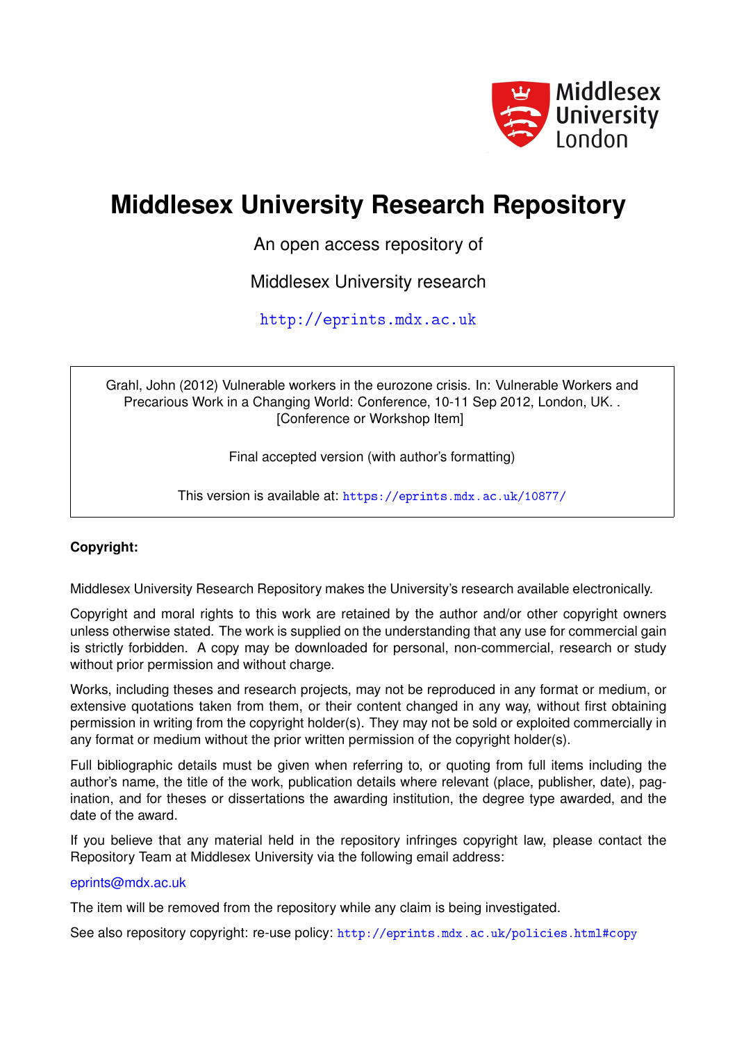# Middlesex University Research Repository

An open access repository of

Middlesex University research

http://eprints.mdx.ac.uk

Grahl, John (2012) Vulnerable workers in the eurozone crisis. In: Vulnerable Workers and Precarious Work in a Changing World: Conference, 10-11 Sep 2012, London, UK. . [Conference or Workshop Item]

Final accepted version (with author's formatting)

This version is available at: https://eprints.mdx.ac.uk/10877/

**Copyright:**

Middlesex University Research Repository makes the University's research available electronically.

Copyright and moral rights to this work are retained by the author and/or other copyright owners unless otherwise stated. The work is supplied on the understanding that any use for commercial gain is strictly forbidden. A copy may be downloaded for personal, non-commercial, research or study without prior permission and without charge.

Works, including theses and research projects, may not be reproduced in any format or medium, or extensive quotations taken from them, or their content changed in any way, without first obtaining permission in writing from the copyright holder(s). They may not be sold or exploited commercially in any format or medium without the prior written permission of the copyright holder(s).

Full bibliographic details must be given when referring to, or quoting from full items including the author's name, the title of the work, publication details where relevant (place, publisher, date), pagination, and for theses or dissertations the awarding institution, the degree type awarded, and the date of the award.

If you believe that any material held in the repository infringes copyright law, please contact the Repository Team at Middlesex University via the following email address:

eprints@mdx.ac.uk

The item will be removed from the repository while any claim is being investigated.

See also repository copyright: re-use policy: http://eprints.mdx.ac.uk/policies.html#copy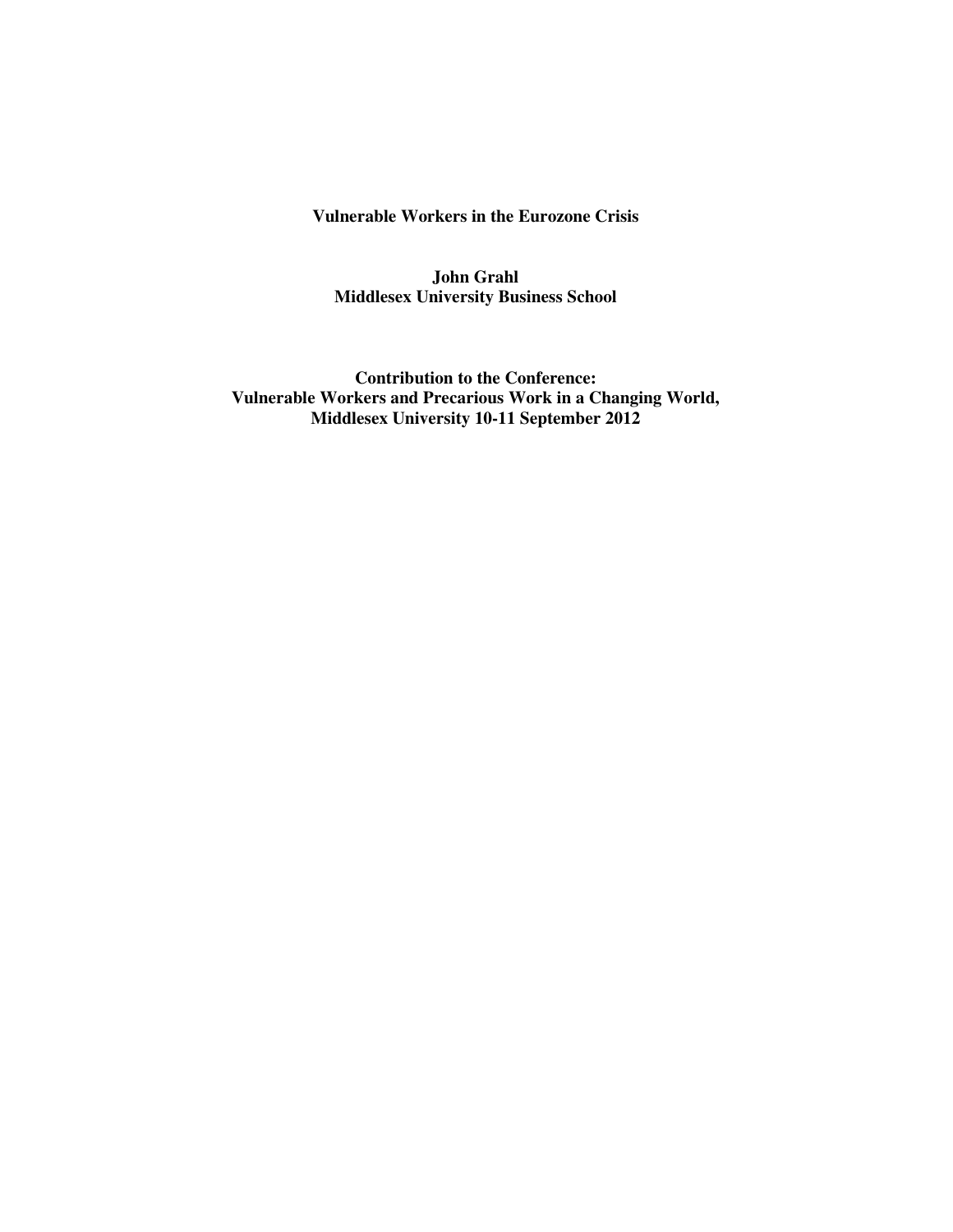# Vulnerable Workers in the Eurozone Crisis

**John Grahl**
**Middlesex University Business School**

**Contribution to the Conference:**
**Vulnerable Workers and Precarious Work in a Changing World,**
**Middlesex University 10-11 September 2012**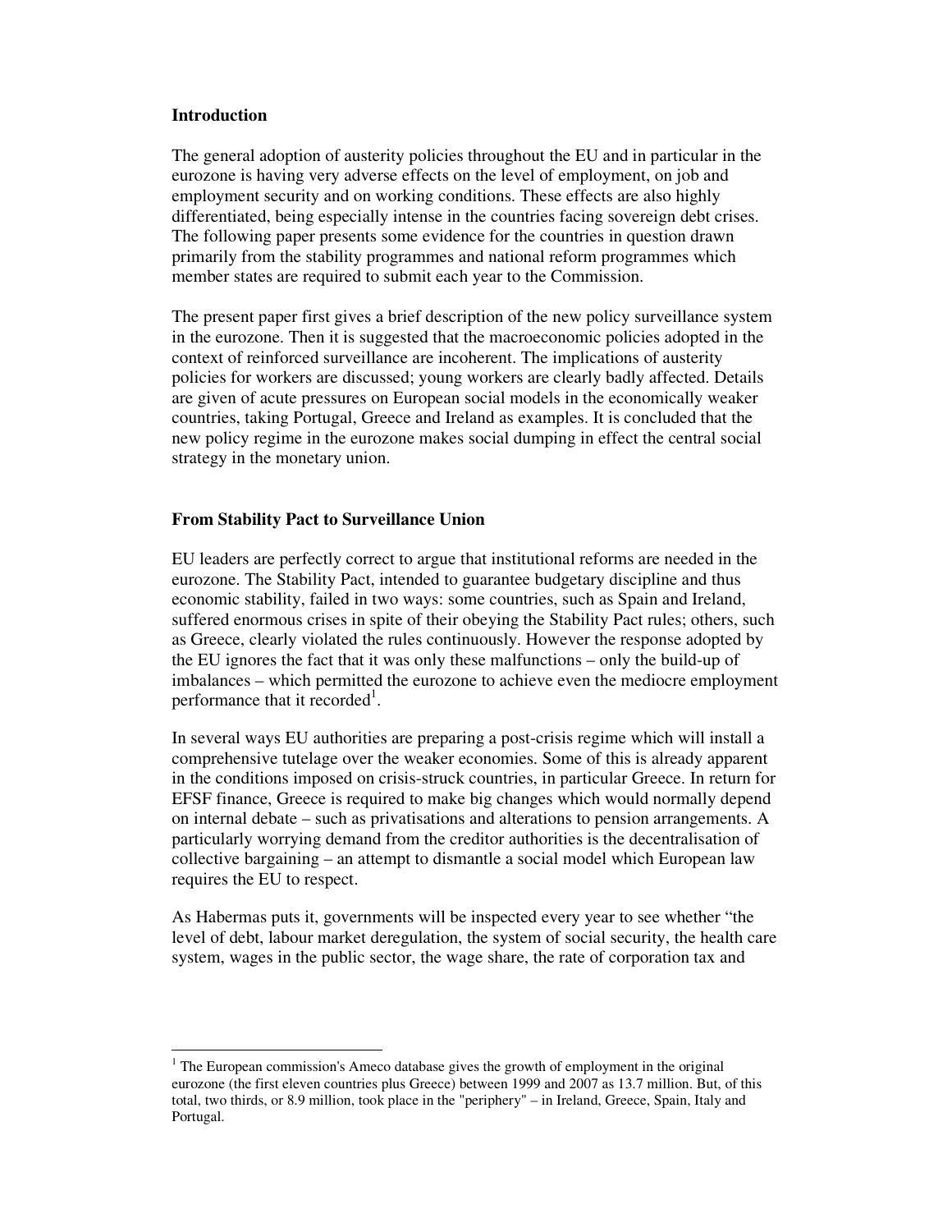## Introduction

The general adoption of austerity policies throughout the EU and in particular in the eurozone is having very adverse effects on the level of employment, on job and employment security and on working conditions. These effects are also highly differentiated, being especially intense in the countries facing sovereign debt crises. The following paper presents some evidence for the countries in question drawn primarily from the stability programmes and national reform programmes which member states are required to submit each year to the Commission.

The present paper first gives a brief description of the new policy surveillance system in the eurozone. Then it is suggested that the macroeconomic policies adopted in the context of reinforced surveillance are incoherent. The implications of austerity policies for workers are discussed; young workers are clearly badly affected. Details are given of acute pressures on European social models in the economically weaker countries, taking Portugal, Greece and Ireland as examples. It is concluded that the new policy regime in the eurozone makes social dumping in effect the central social strategy in the monetary union.

## From Stability Pact to Surveillance Union

EU leaders are perfectly correct to argue that institutional reforms are needed in the eurozone. The Stability Pact, intended to guarantee budgetary discipline and thus economic stability, failed in two ways: some countries, such as Spain and Ireland, suffered enormous crises in spite of their obeying the Stability Pact rules; others, such as Greece, clearly violated the rules continuously. However the response adopted by the EU ignores the fact that it was only these malfunctions – only the build-up of imbalances – which permitted the eurozone to achieve even the mediocre employment performance that it recorded[1].

In several ways EU authorities are preparing a post-crisis regime which will install a comprehensive tutelage over the weaker economies. Some of this is already apparent in the conditions imposed on crisis-struck countries, in particular Greece. In return for EFSF finance, Greece is required to make big changes which would normally depend on internal debate – such as privatisations and alterations to pension arrangements. A particularly worrying demand from the creditor authorities is the decentralisation of collective bargaining – an attempt to dismantle a social model which European law requires the EU to respect.

As Habermas puts it, governments will be inspected every year to see whether "the level of debt, labour market deregulation, the system of social security, the health care system, wages in the public sector, the wage share, the rate of corporation tax and

---

[1] The European commission's Ameco database gives the growth of employment in the original eurozone (the first eleven countries plus Greece) between 1999 and 2007 as 13.7 million. But, of this total, two thirds, or 8.9 million, took place in the "periphery" – in Ireland, Greece, Spain, Italy and Portugal.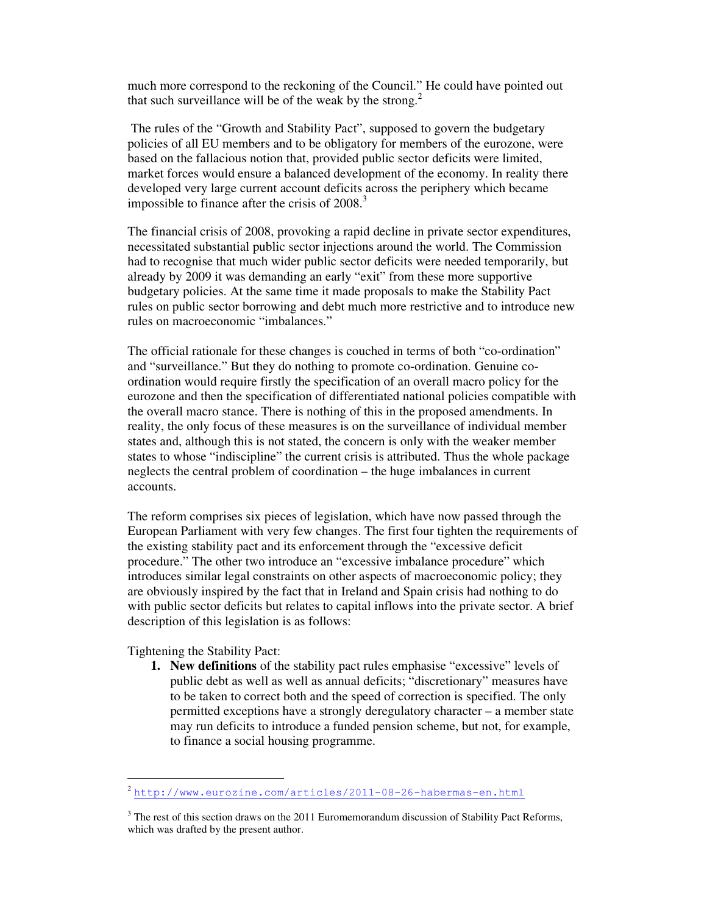much more correspond to the reckoning of the Council." He could have pointed out that such surveillance will be of the weak by the strong.[2]

The rules of the "Growth and Stability Pact", supposed to govern the budgetary policies of all EU members and to be obligatory for members of the eurozone, were based on the fallacious notion that, provided public sector deficits were limited, market forces would ensure a balanced development of the economy. In reality there developed very large current account deficits across the periphery which became impossible to finance after the crisis of 2008.[3]

The financial crisis of 2008, provoking a rapid decline in private sector expenditures, necessitated substantial public sector injections around the world. The Commission had to recognise that much wider public sector deficits were needed temporarily, but already by 2009 it was demanding an early "exit" from these more supportive budgetary policies. At the same time it made proposals to make the Stability Pact rules on public sector borrowing and debt much more restrictive and to introduce new rules on macroeconomic "imbalances."

The official rationale for these changes is couched in terms of both "co-ordination" and "surveillance." But they do nothing to promote co-ordination. Genuine co-ordination would require firstly the specification of an overall macro policy for the eurozone and then the specification of differentiated national policies compatible with the overall macro stance. There is nothing of this in the proposed amendments. In reality, the only focus of these measures is on the surveillance of individual member states and, although this is not stated, the concern is only with the weaker member states to whose "indiscipline" the current crisis is attributed. Thus the whole package neglects the central problem of coordination – the huge imbalances in current accounts.

The reform comprises six pieces of legislation, which have now passed through the European Parliament with very few changes. The first four tighten the requirements of the existing stability pact and its enforcement through the "excessive deficit procedure." The other two introduce an "excessive imbalance procedure" which introduces similar legal constraints on other aspects of macroeconomic policy; they are obviously inspired by the fact that in Ireland and Spain crisis had nothing to do with public sector deficits but relates to capital inflows into the private sector. A brief description of this legislation is as follows:

Tightening the Stability Pact:

1. **New definitions** of the stability pact rules emphasise "excessive" levels of public debt as well as well as annual deficits; "discretionary" measures have to be taken to correct both and the speed of correction is specified. The only permitted exceptions have a strongly deregulatory character – a member state may run deficits to introduce a funded pension scheme, but not, for example, to finance a social housing programme.

---

[2] http://www.eurozine.com/articles/2011-08-26-habermas-en.html

[3] The rest of this section draws on the 2011 Euromemorandum discussion of Stability Pact Reforms, which was drafted by the present author.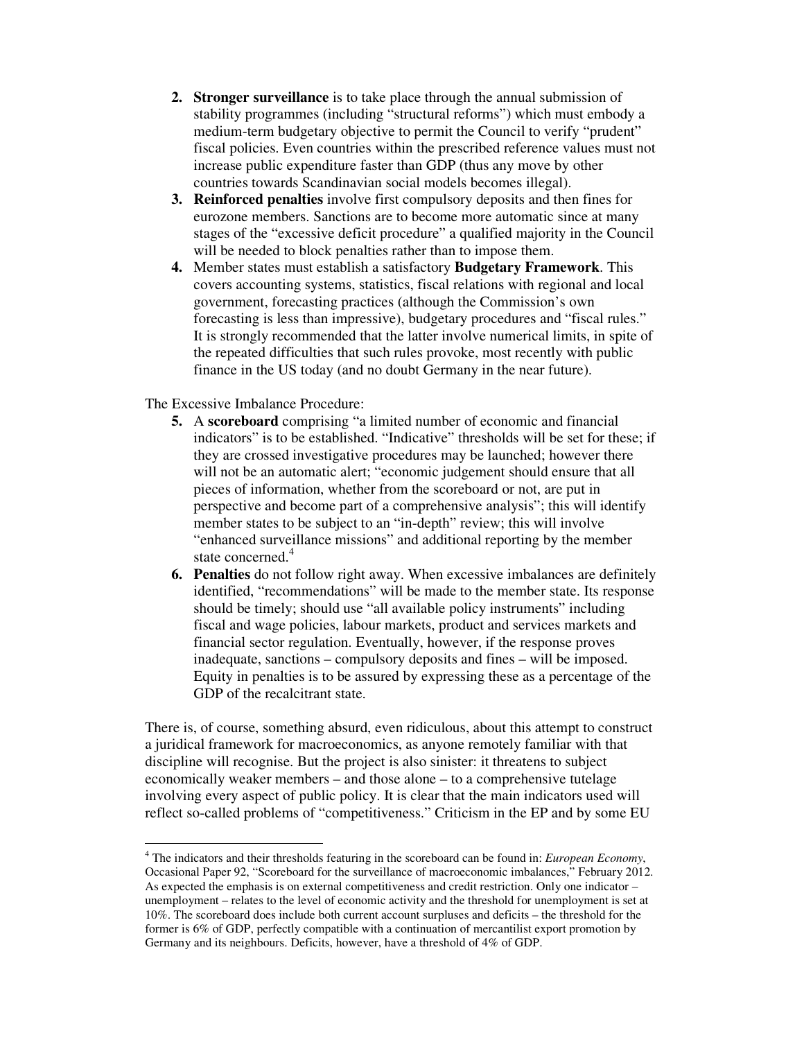2. **Stronger surveillance** is to take place through the annual submission of stability programmes (including "structural reforms") which must embody a medium-term budgetary objective to permit the Council to verify "prudent" fiscal policies. Even countries within the prescribed reference values must not increase public expenditure faster than GDP (thus any move by other countries towards Scandinavian social models becomes illegal).
3. **Reinforced penalties** involve first compulsory deposits and then fines for eurozone members. Sanctions are to become more automatic since at many stages of the "excessive deficit procedure" a qualified majority in the Council will be needed to block penalties rather than to impose them.
4. Member states must establish a satisfactory **Budgetary Framework**. This covers accounting systems, statistics, fiscal relations with regional and local government, forecasting practices (although the Commission's own forecasting is less than impressive), budgetary procedures and "fiscal rules." It is strongly recommended that the latter involve numerical limits, in spite of the repeated difficulties that such rules provoke, most recently with public finance in the US today (and no doubt Germany in the near future).

The Excessive Imbalance Procedure:

5. A **scoreboard** comprising "a limited number of economic and financial indicators" is to be established. "Indicative" thresholds will be set for these; if they are crossed investigative procedures may be launched; however there will not be an automatic alert; "economic judgement should ensure that all pieces of information, whether from the scoreboard or not, are put in perspective and become part of a comprehensive analysis"; this will identify member states to be subject to an "in-depth" review; this will involve "enhanced surveillance missions" and additional reporting by the member state concerned.[4]
6. **Penalties** do not follow right away. When excessive imbalances are definitely identified, "recommendations" will be made to the member state. Its response should be timely; should use "all available policy instruments" including fiscal and wage policies, labour markets, product and services markets and financial sector regulation. Eventually, however, if the response proves inadequate, sanctions – compulsory deposits and fines – will be imposed. Equity in penalties is to be assured by expressing these as a percentage of the GDP of the recalcitrant state.

There is, of course, something absurd, even ridiculous, about this attempt to construct a juridical framework for macroeconomics, as anyone remotely familiar with that discipline will recognise. But the project is also sinister: it threatens to subject economically weaker members – and those alone – to a comprehensive tutelage involving every aspect of public policy. It is clear that the main indicators used will reflect so-called problems of "competitiveness." Criticism in the EP and by some EU

---

[4] The indicators and their thresholds featuring in the scoreboard can be found in: *European Economy*, Occasional Paper 92, "Scoreboard for the surveillance of macroeconomic imbalances," February 2012. As expected the emphasis is on external competitiveness and credit restriction. Only one indicator – unemployment – relates to the level of economic activity and the threshold for unemployment is set at 10%. The scoreboard does include both current account surpluses and deficits – the threshold for the former is 6% of GDP, perfectly compatible with a continuation of mercantilist export promotion by Germany and its neighbours. Deficits, however, have a threshold of 4% of GDP.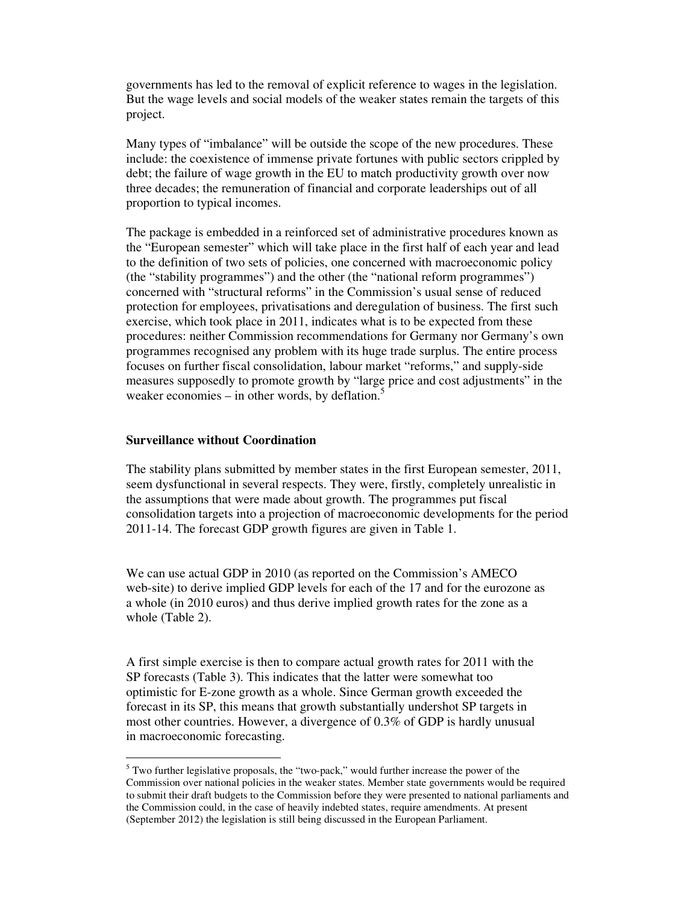governments has led to the removal of explicit reference to wages in the legislation. But the wage levels and social models of the weaker states remain the targets of this project.

Many types of "imbalance" will be outside the scope of the new procedures. These include: the coexistence of immense private fortunes with public sectors crippled by debt; the failure of wage growth in the EU to match productivity growth over now three decades; the remuneration of financial and corporate leaderships out of all proportion to typical incomes.

The package is embedded in a reinforced set of administrative procedures known as the "European semester" which will take place in the first half of each year and lead to the definition of two sets of policies, one concerned with macroeconomic policy (the "stability programmes") and the other (the "national reform programmes") concerned with "structural reforms" in the Commission's usual sense of reduced protection for employees, privatisations and deregulation of business. The first such exercise, which took place in 2011, indicates what is to be expected from these procedures: neither Commission recommendations for Germany nor Germany's own programmes recognised any problem with its huge trade surplus. The entire process focuses on further fiscal consolidation, labour market "reforms," and supply-side measures supposedly to promote growth by "large price and cost adjustments" in the weaker economies – in other words, by deflation.[5]

## Surveillance without Coordination

The stability plans submitted by member states in the first European semester, 2011, seem dysfunctional in several respects. They were, firstly, completely unrealistic in the assumptions that were made about growth. The programmes put fiscal consolidation targets into a projection of macroeconomic developments for the period 2011-14. The forecast GDP growth figures are given in Table 1.

We can use actual GDP in 2010 (as reported on the Commission's AMECO web-site) to derive implied GDP levels for each of the 17 and for the eurozone as a whole (in 2010 euros) and thus derive implied growth rates for the zone as a whole (Table 2).

A first simple exercise is then to compare actual growth rates for 2011 with the SP forecasts (Table 3). This indicates that the latter were somewhat too optimistic for E-zone growth as a whole. Since German growth exceeded the forecast in its SP, this means that growth substantially undershot SP targets in most other countries. However, a divergence of 0.3% of GDP is hardly unusual in macroeconomic forecasting.

[5] Two further legislative proposals, the "two-pack," would further increase the power of the Commission over national policies in the weaker states. Member state governments would be required to submit their draft budgets to the Commission before they were presented to national parliaments and the Commission could, in the case of heavily indebted states, require amendments. At present (September 2012) the legislation is still being discussed in the European Parliament.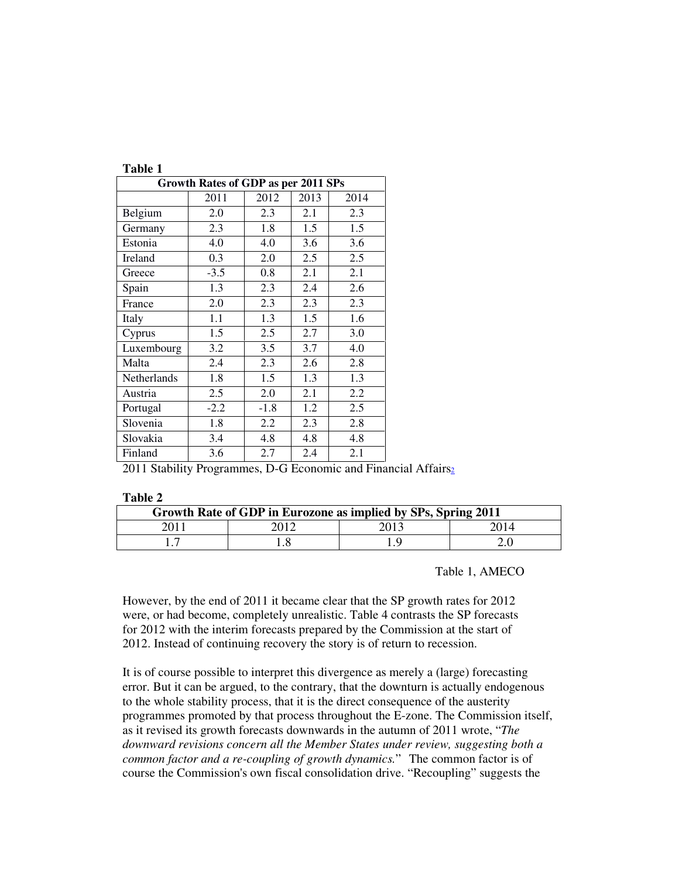**Table 1**

| Growth Rates of GDP as per 2011 SPs | | | | |
|---|---|---|---|---|
| | 2011 | 2012 | 2013 | 2014 |
| Belgium | 2.0 | 2.3 | 2.1 | 2.3 |
| Germany | 2.3 | 1.8 | 1.5 | 1.5 |
| Estonia | 4.0 | 4.0 | 3.6 | 3.6 |
| Ireland | 0.3 | 2.0 | 2.5 | 2.5 |
| Greece | -3.5 | 0.8 | 2.1 | 2.1 |
| Spain | 1.3 | 2.3 | 2.4 | 2.6 |
| France | 2.0 | 2.3 | 2.3 | 2.3 |
| Italy | 1.1 | 1.3 | 1.5 | 1.6 |
| Cyprus | 1.5 | 2.5 | 2.7 | 3.0 |
| Luxembourg | 3.2 | 3.5 | 3.7 | 4.0 |
| Malta | 2.4 | 2.3 | 2.6 | 2.8 |
| Netherlands | 1.8 | 1.5 | 1.3 | 1.3 |
| Austria | 2.5 | 2.0 | 2.1 | 2.2 |
| Portugal | -2.2 | -1.8 | 1.2 | 2.5 |
| Slovenia | 1.8 | 2.2 | 2.3 | 2.8 |
| Slovakia | 3.4 | 4.8 | 4.8 | 4.8 |
| Finland | 3.6 | 2.7 | 2.4 | 2.1 |

2011 Stability Programmes, D-G Economic and Financial Affairs[2]

**Table 2**

| Growth Rate of GDP in Eurozone as implied by SPs, Spring 2011 | | | |
|---|---|---|---|
| 2011 | 2012 | 2013 | 2014 |
| 1.7 | 1.8 | 1.9 | 2.0 |

Table 1, AMECO

However, by the end of 2011 it became clear that the SP growth rates for 2012 were, or had become, completely unrealistic. Table 4 contrasts the SP forecasts for 2012 with the interim forecasts prepared by the Commission at the start of 2012. Instead of continuing recovery the story is of return to recession.

It is of course possible to interpret this divergence as merely a (large) forecasting error. But it can be argued, to the contrary, that the downturn is actually endogenous to the whole stability process, that it is the direct consequence of the austerity programmes promoted by that process throughout the E-zone. The Commission itself, as it revised its growth forecasts downwards in the autumn of 2011 wrote, "*The downward revisions concern all the Member States under review, suggesting both a common factor and a re-coupling of growth dynamics.*" The common factor is of course the Commission's own fiscal consolidation drive. "Recoupling" suggests the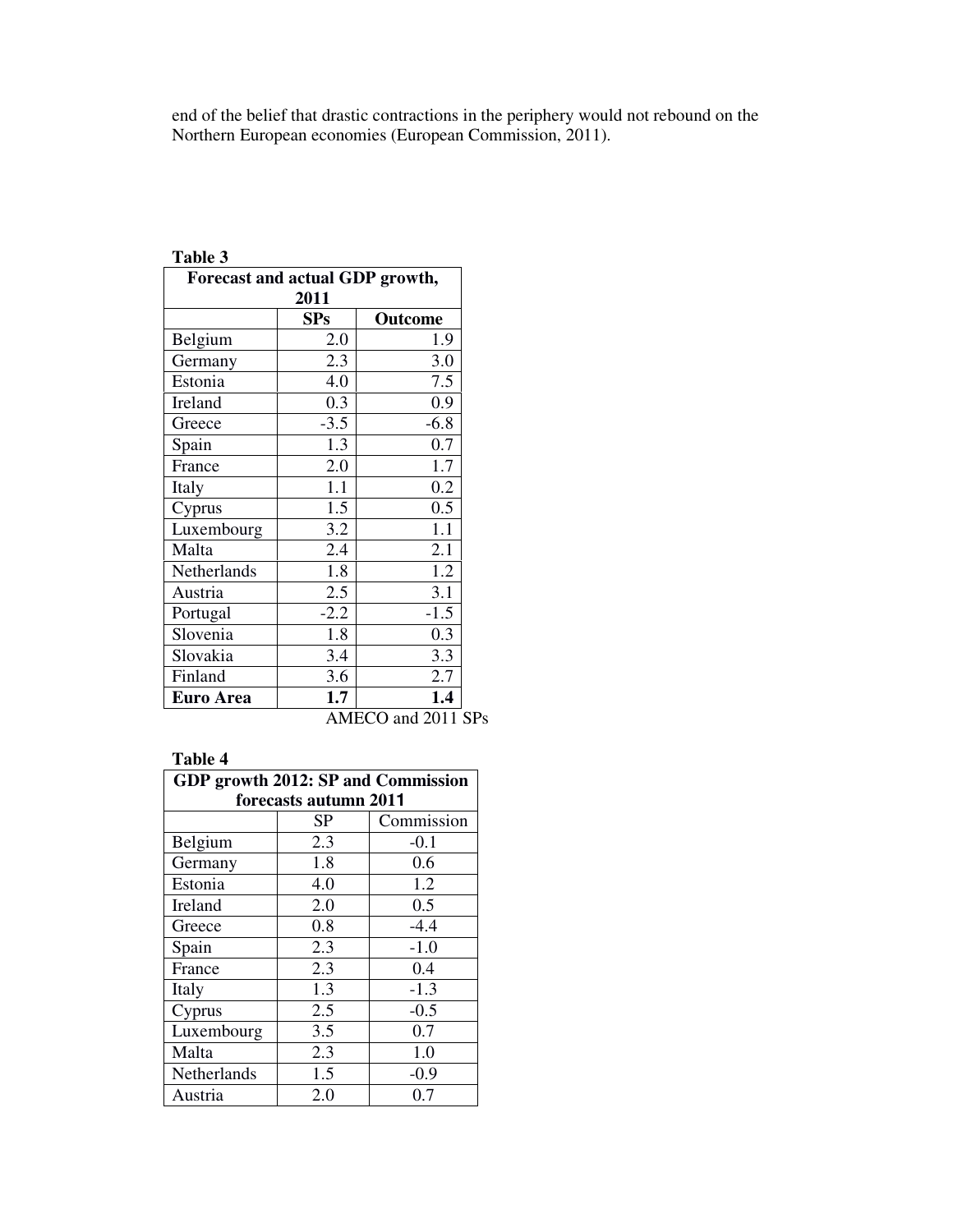end of the belief that drastic contractions in the periphery would not rebound on the Northern European economies (European Commission, 2011).

**Table 3**

| Forecast and actual GDP growth, 2011 | | |
|---|---|---|
| | **SPs** | **Outcome** |
| Belgium | 2.0 | 1.9 |
| Germany | 2.3 | 3.0 |
| Estonia | 4.0 | 7.5 |
| Ireland | 0.3 | 0.9 |
| Greece | -3.5 | -6.8 |
| Spain | 1.3 | 0.7 |
| France | 2.0 | 1.7 |
| Italy | 1.1 | 0.2 |
| Cyprus | 1.5 | 0.5 |
| Luxembourg | 3.2 | 1.1 |
| Malta | 2.4 | 2.1 |
| Netherlands | 1.8 | 1.2 |
| Austria | 2.5 | 3.1 |
| Portugal | -2.2 | -1.5 |
| Slovenia | 1.8 | 0.3 |
| Slovakia | 3.4 | 3.3 |
| Finland | 3.6 | 2.7 |
| **Euro Area** | **1.7** | **1.4** |

AMECO and 2011 SPs

**Table 4**

| GDP growth 2012: SP and Commission forecasts autumn 2011 | | |
|---|---|---|
| | SP | Commission |
| Belgium | 2.3 | -0.1 |
| Germany | 1.8 | 0.6 |
| Estonia | 4.0 | 1.2 |
| Ireland | 2.0 | 0.5 |
| Greece | 0.8 | -4.4 |
| Spain | 2.3 | -1.0 |
| France | 2.3 | 0.4 |
| Italy | 1.3 | -1.3 |
| Cyprus | 2.5 | -0.5 |
| Luxembourg | 3.5 | 0.7 |
| Malta | 2.3 | 1.0 |
| Netherlands | 1.5 | -0.9 |
| Austria | 2.0 | 0.7 |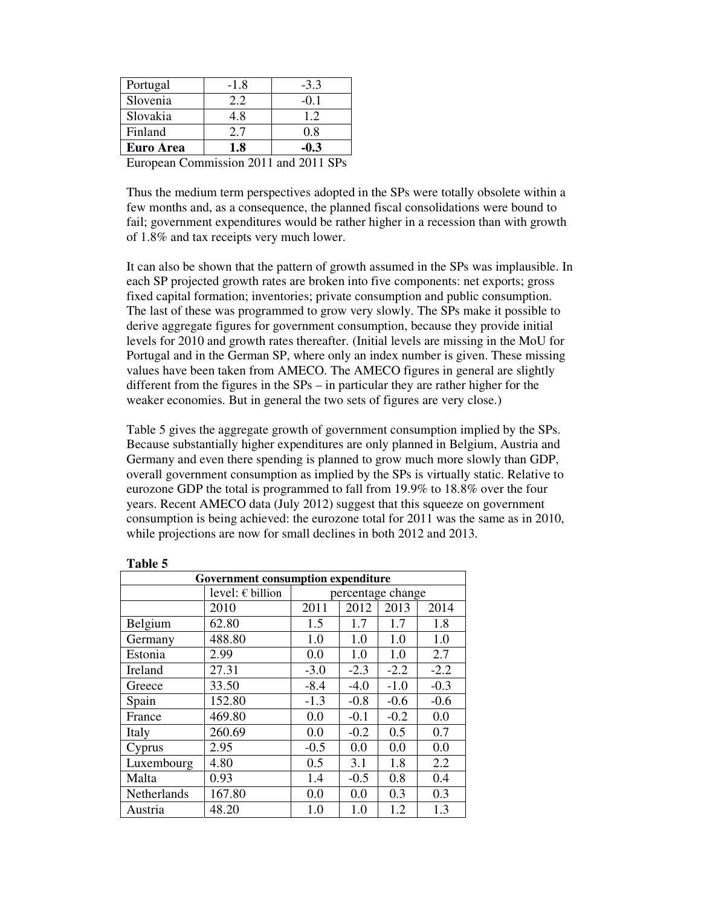| Portugal | -1.8 | -3.3 |
|---|---|---|
| Slovenia | 2.2 | -0.1 |
| Slovakia | 4.8 | 1.2 |
| Finland | 2.7 | 0.8 |
| **Euro Area** | **1.8** | **-0.3** |

European Commission 2011 and 2011 SPs

Thus the medium term perspectives adopted in the SPs were totally obsolete within a few months and, as a consequence, the planned fiscal consolidations were bound to fail; government expenditures would be rather higher in a recession than with growth of 1.8% and tax receipts very much lower.

It can also be shown that the pattern of growth assumed in the SPs was implausible. In each SP projected growth rates are broken into five components: net exports; gross fixed capital formation; inventories; private consumption and public consumption. The last of these was programmed to grow very slowly. The SPs make it possible to derive aggregate figures for government consumption, because they provide initial levels for 2010 and growth rates thereafter. (Initial levels are missing in the MoU for Portugal and in the German SP, where only an index number is given. These missing values have been taken from AMECO. The AMECO figures in general are slightly different from the figures in the SPs – in particular they are rather higher for the weaker economies. But in general the two sets of figures are very close.)

Table 5 gives the aggregate growth of government consumption implied by the SPs. Because substantially higher expenditures are only planned in Belgium, Austria and Germany and even there spending is planned to grow much more slowly than GDP, overall government consumption as implied by the SPs is virtually static. Relative to eurozone GDP the total is programmed to fall from 19.9% to 18.8% over the four years. Recent AMECO data (July 2012) suggest that this squeeze on government consumption is being achieved: the eurozone total for 2011 was the same as in 2010, while projections are now for small declines in both 2012 and 2013.

**Table 5**

| Government consumption expenditure | | | | | |
|---|---|---|---|---|---|
| | level: € billion | percentage change | | | |
| | 2010 | 2011 | 2012 | 2013 | 2014 |
| Belgium | 62.80 | 1.5 | 1.7 | 1.7 | 1.8 |
| Germany | 488.80 | 1.0 | 1.0 | 1.0 | 1.0 |
| Estonia | 2.99 | 0.0 | 1.0 | 1.0 | 2.7 |
| Ireland | 27.31 | -3.0 | -2.3 | -2.2 | -2.2 |
| Greece | 33.50 | -8.4 | -4.0 | -1.0 | -0.3 |
| Spain | 152.80 | -1.3 | -0.8 | -0.6 | -0.6 |
| France | 469.80 | 0.0 | -0.1 | -0.2 | 0.0 |
| Italy | 260.69 | 0.0 | -0.2 | 0.5 | 0.7 |
| Cyprus | 2.95 | -0.5 | 0.0 | 0.0 | 0.0 |
| Luxembourg | 4.80 | 0.5 | 3.1 | 1.8 | 2.2 |
| Malta | 0.93 | 1.4 | -0.5 | 0.8 | 0.4 |
| Netherlands | 167.80 | 0.0 | 0.0 | 0.3 | 0.3 |
| Austria | 48.20 | 1.0 | 1.0 | 1.2 | 1.3 |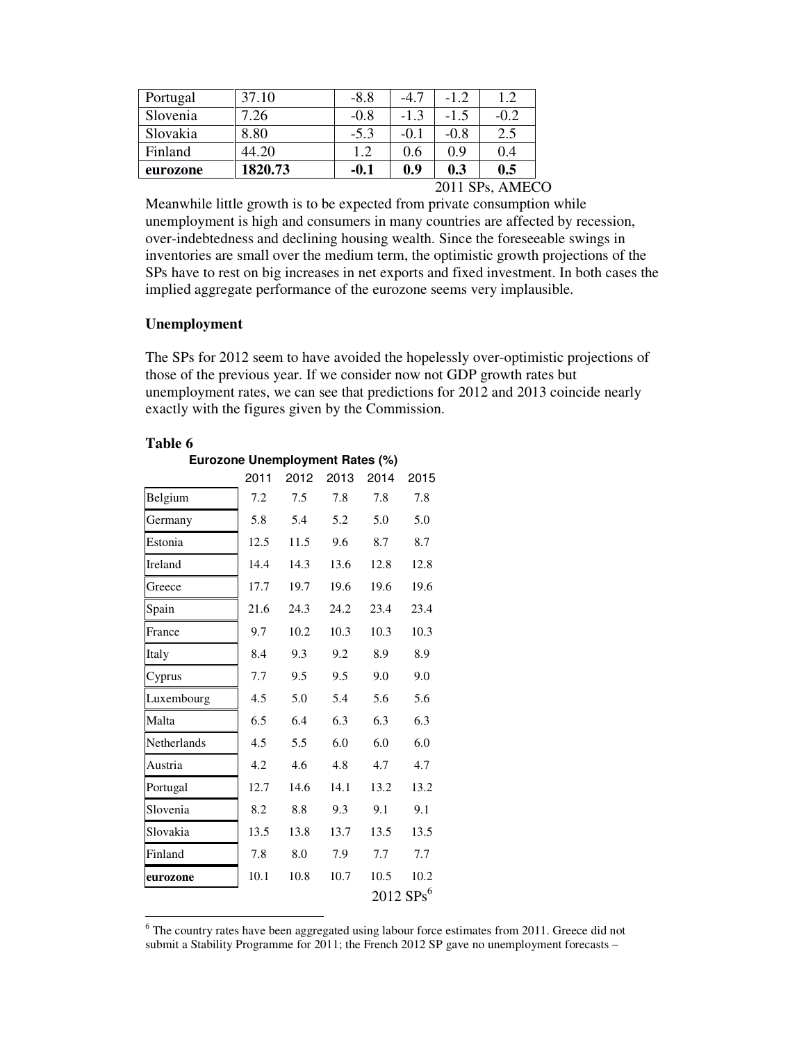| Portugal | 37.10 | -8.8 | -4.7 | -1.2 | 1.2 |
|---|---|---|---|---|---|
| Slovenia | 7.26 | -0.8 | -1.3 | -1.5 | -0.2 |
| Slovakia | 8.80 | -5.3 | -0.1 | -0.8 | 2.5 |
| Finland | 44.20 | 1.2 | 0.6 | 0.9 | 0.4 |
| **eurozone** | **1820.73** | **-0.1** | **0.9** | **0.3** | **0.5** |

2011 SPs, AMECO

Meanwhile little growth is to be expected from private consumption while unemployment is high and consumers in many countries are affected by recession, over-indebtedness and declining housing wealth. Since the foreseeable swings in inventories are small over the medium term, the optimistic growth projections of the SPs have to rest on big increases in net exports and fixed investment. In both cases the implied aggregate performance of the eurozone seems very implausible.

**Unemployment**

The SPs for 2012 seem to have avoided the hopelessly over-optimistic projections of those of the previous year. If we consider now not GDP growth rates but unemployment rates, we can see that predictions for 2012 and 2013 coincide nearly exactly with the figures given by the Commission.

**Table 6**

**Eurozone Unemployment Rates (%)**

| | 2011 | 2012 | 2013 | 2014 | 2015 |
|---|---|---|---|---|---|
| Belgium | 7.2 | 7.5 | 7.8 | 7.8 | 7.8 |
| Germany | 5.8 | 5.4 | 5.2 | 5.0 | 5.0 |
| Estonia | 12.5 | 11.5 | 9.6 | 8.7 | 8.7 |
| Ireland | 14.4 | 14.3 | 13.6 | 12.8 | 12.8 |
| Greece | 17.7 | 19.7 | 19.6 | 19.6 | 19.6 |
| Spain | 21.6 | 24.3 | 24.2 | 23.4 | 23.4 |
| France | 9.7 | 10.2 | 10.3 | 10.3 | 10.3 |
| Italy | 8.4 | 9.3 | 9.2 | 8.9 | 8.9 |
| Cyprus | 7.7 | 9.5 | 9.5 | 9.0 | 9.0 |
| Luxembourg | 4.5 | 5.0 | 5.4 | 5.6 | 5.6 |
| Malta | 6.5 | 6.4 | 6.3 | 6.3 | 6.3 |
| Netherlands | 4.5 | 5.5 | 6.0 | 6.0 | 6.0 |
| Austria | 4.2 | 4.6 | 4.8 | 4.7 | 4.7 |
| Portugal | 12.7 | 14.6 | 14.1 | 13.2 | 13.2 |
| Slovenia | 8.2 | 8.8 | 9.3 | 9.1 | 9.1 |
| Slovakia | 13.5 | 13.8 | 13.7 | 13.5 | 13.5 |
| Finland | 7.8 | 8.0 | 7.9 | 7.7 | 7.7 |
| **eurozone** | 10.1 | 10.8 | 10.7 | 10.5 | 10.2 |

2012 SPs[6]

[6] The country rates have been aggregated using labour force estimates from 2011. Greece did not submit a Stability Programme for 2011; the French 2012 SP gave no unemployment forecasts –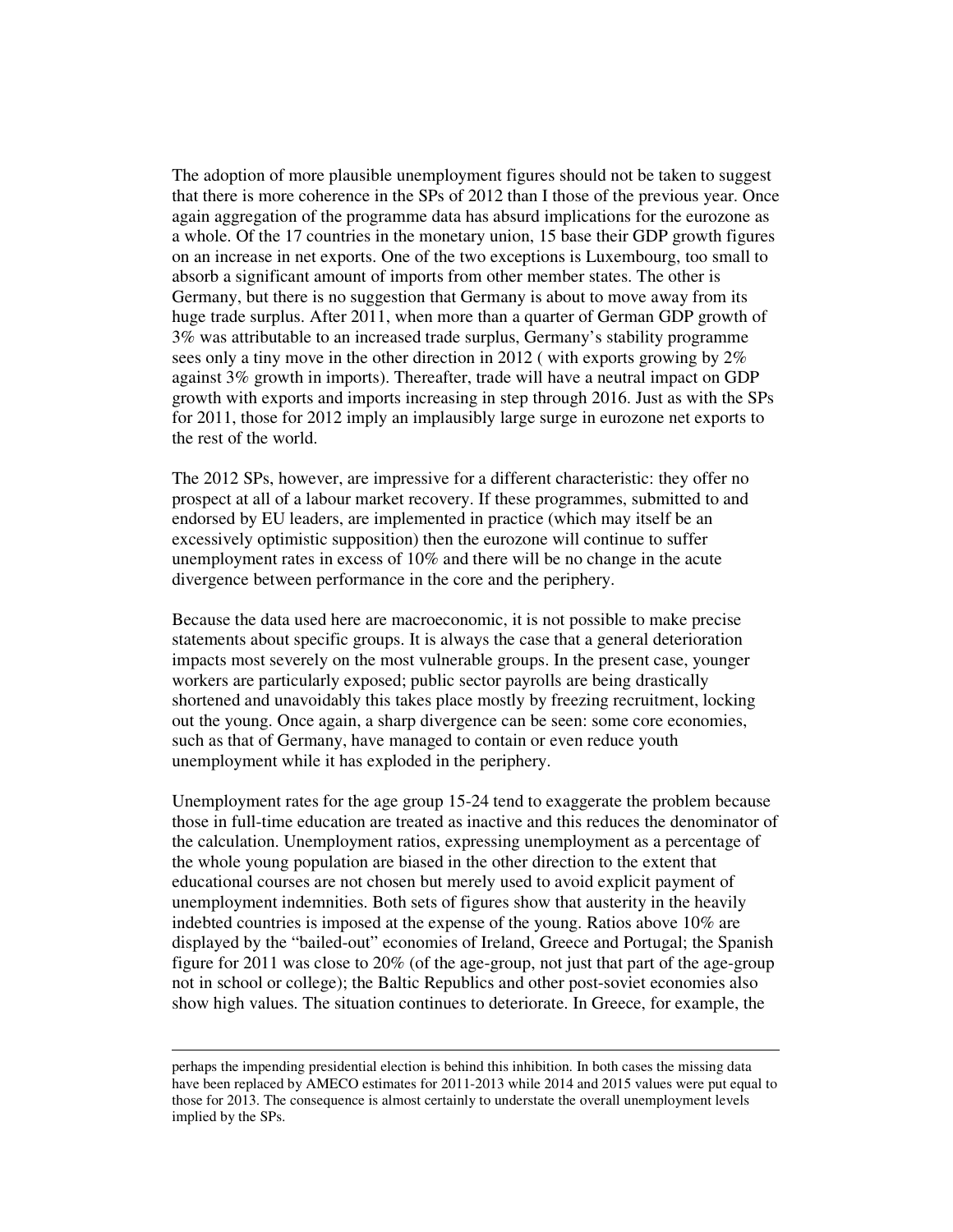The adoption of more plausible unemployment figures should not be taken to suggest that there is more coherence in the SPs of 2012 than I those of the previous year. Once again aggregation of the programme data has absurd implications for the eurozone as a whole. Of the 17 countries in the monetary union, 15 base their GDP growth figures on an increase in net exports. One of the two exceptions is Luxembourg, too small to absorb a significant amount of imports from other member states. The other is Germany, but there is no suggestion that Germany is about to move away from its huge trade surplus. After 2011, when more than a quarter of German GDP growth of 3% was attributable to an increased trade surplus, Germany's stability programme sees only a tiny move in the other direction in 2012 ( with exports growing by 2% against 3% growth in imports). Thereafter, trade will have a neutral impact on GDP growth with exports and imports increasing in step through 2016. Just as with the SPs for 2011, those for 2012 imply an implausibly large surge in eurozone net exports to the rest of the world.

The 2012 SPs, however, are impressive for a different characteristic: they offer no prospect at all of a labour market recovery. If these programmes, submitted to and endorsed by EU leaders, are implemented in practice (which may itself be an excessively optimistic supposition) then the eurozone will continue to suffer unemployment rates in excess of 10% and there will be no change in the acute divergence between performance in the core and the periphery.

Because the data used here are macroeconomic, it is not possible to make precise statements about specific groups. It is always the case that a general deterioration impacts most severely on the most vulnerable groups. In the present case, younger workers are particularly exposed; public sector payrolls are being drastically shortened and unavoidably this takes place mostly by freezing recruitment, locking out the young. Once again, a sharp divergence can be seen: some core economies, such as that of Germany, have managed to contain or even reduce youth unemployment while it has exploded in the periphery.

Unemployment rates for the age group 15-24 tend to exaggerate the problem because those in full-time education are treated as inactive and this reduces the denominator of the calculation. Unemployment ratios, expressing unemployment as a percentage of the whole young population are biased in the other direction to the extent that educational courses are not chosen but merely used to avoid explicit payment of unemployment indemnities. Both sets of figures show that austerity in the heavily indebted countries is imposed at the expense of the young. Ratios above 10% are displayed by the "bailed-out" economies of Ireland, Greece and Portugal; the Spanish figure for 2011 was close to 20% (of the age-group, not just that part of the age-group not in school or college); the Baltic Republics and other post-soviet economies also show high values. The situation continues to deteriorate. In Greece, for example, the

---

perhaps the impending presidential election is behind this inhibition. In both cases the missing data have been replaced by AMECO estimates for 2011-2013 while 2014 and 2015 values were put equal to those for 2013. The consequence is almost certainly to understate the overall unemployment levels implied by the SPs.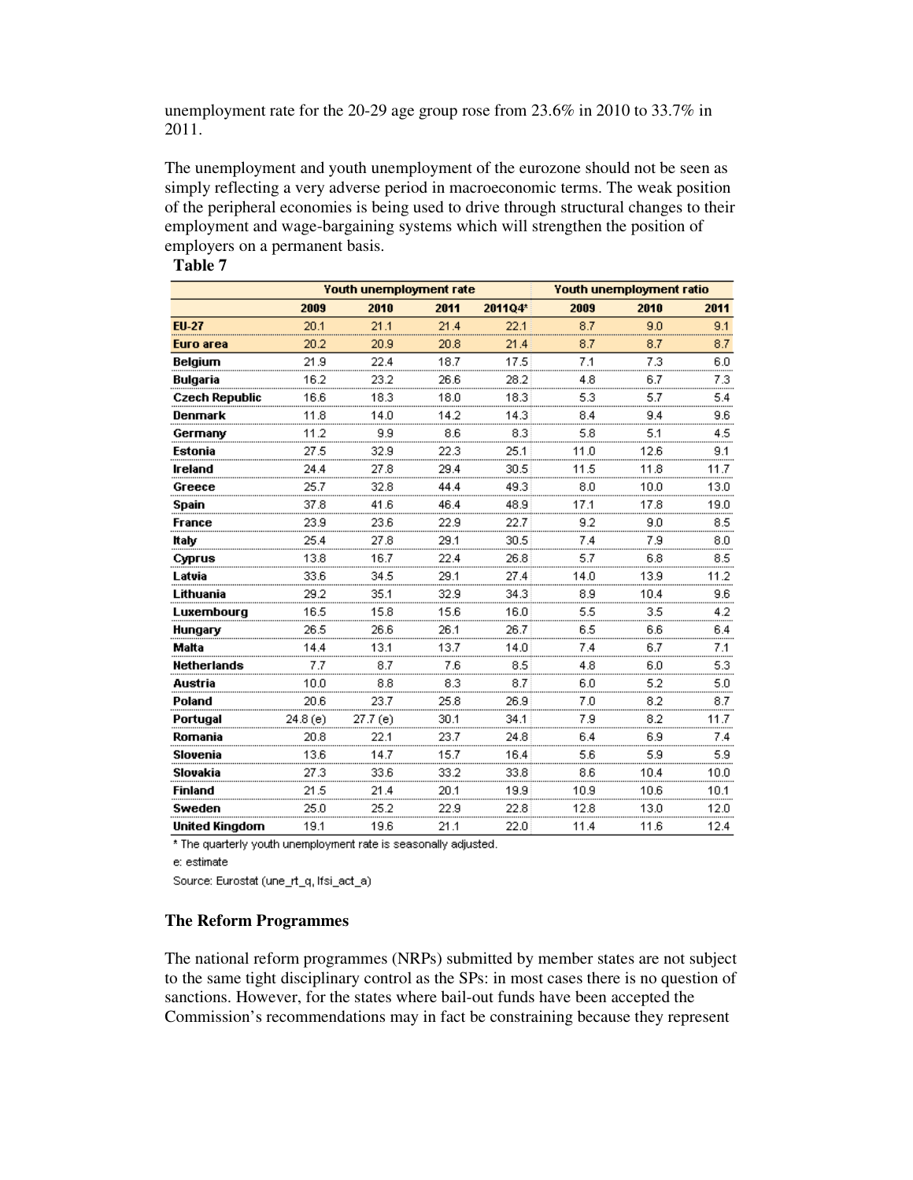unemployment rate for the 20-29 age group rose from 23.6% in 2010 to 33.7% in 2011.

The unemployment and youth unemployment of the eurozone should not be seen as simply reflecting a very adverse period in macroeconomic terms. The weak position of the peripheral economies is being used to drive through structural changes to their employment and wage-bargaining systems which will strengthen the position of employers on a permanent basis.

**Table 7**

| | Youth unemployment rate | | | | Youth unemployment ratio | | |
|---|---|---|---|---|---|---|---|
| | 2009 | 2010 | 2011 | 2011Q4* | 2009 | 2010 | 2011 |
| **EU-27** | 20.1 | 21.1 | 21.4 | 22.1 | 8.7 | 9.0 | 9.1 |
| **Euro area** | 20.2 | 20.9 | 20.8 | 21.4 | 8.7 | 8.7 | 8.7 |
| **Belgium** | 21.9 | 22.4 | 18.7 | 17.5 | 7.1 | 7.3 | 6.0 |
| **Bulgaria** | 16.2 | 23.2 | 26.6 | 28.2 | 4.8 | 6.7 | 7.3 |
| **Czech Republic** | 16.6 | 18.3 | 18.0 | 18.3 | 5.3 | 5.7 | 5.4 |
| **Denmark** | 11.8 | 14.0 | 14.2 | 14.3 | 8.4 | 9.4 | 9.6 |
| **Germany** | 11.2 | 9.9 | 8.6 | 8.3 | 5.8 | 5.1 | 4.5 |
| **Estonia** | 27.5 | 32.9 | 22.3 | 25.1 | 11.0 | 12.6 | 9.1 |
| **Ireland** | 24.4 | 27.8 | 29.4 | 30.5 | 11.5 | 11.8 | 11.7 |
| **Greece** | 25.7 | 32.8 | 44.4 | 49.3 | 8.0 | 10.0 | 13.0 |
| **Spain** | 37.8 | 41.6 | 46.4 | 48.9 | 17.1 | 17.8 | 19.0 |
| **France** | 23.9 | 23.6 | 22.9 | 22.7 | 9.2 | 9.0 | 8.5 |
| **Italy** | 25.4 | 27.8 | 29.1 | 30.5 | 7.4 | 7.9 | 8.0 |
| **Cyprus** | 13.8 | 16.7 | 22.4 | 26.8 | 5.7 | 6.8 | 8.5 |
| **Latvia** | 33.6 | 34.5 | 29.1 | 27.4 | 14.0 | 13.9 | 11.2 |
| **Lithuania** | 29.2 | 35.1 | 32.9 | 34.3 | 8.9 | 10.4 | 9.6 |
| **Luxembourg** | 16.5 | 15.8 | 15.6 | 16.0 | 5.5 | 3.5 | 4.2 |
| **Hungary** | 26.5 | 26.6 | 26.1 | 26.7 | 6.5 | 6.6 | 6.4 |
| **Malta** | 14.4 | 13.1 | 13.7 | 14.0 | 7.4 | 6.7 | 7.1 |
| **Netherlands** | 7.7 | 8.7 | 7.6 | 8.5 | 4.8 | 6.0 | 5.3 |
| **Austria** | 10.0 | 8.8 | 8.3 | 8.7 | 6.0 | 5.2 | 5.0 |
| **Poland** | 20.6 | 23.7 | 25.8 | 26.9 | 7.0 | 8.2 | 8.7 |
| **Portugal** | 24.8 (e) | 27.7 (e) | 30.1 | 34.1 | 7.9 | 8.2 | 11.7 |
| **Romania** | 20.8 | 22.1 | 23.7 | 24.8 | 6.4 | 6.9 | 7.4 |
| **Slovenia** | 13.6 | 14.7 | 15.7 | 16.4 | 5.6 | 5.9 | 5.9 |
| **Slovakia** | 27.3 | 33.6 | 33.2 | 33.8 | 8.6 | 10.4 | 10.0 |
| **Finland** | 21.5 | 21.4 | 20.1 | 19.9 | 10.9 | 10.6 | 10.1 |
| **Sweden** | 25.0 | 25.2 | 22.9 | 22.8 | 12.8 | 13.0 | 12.0 |
| **United Kingdom** | 19.1 | 19.6 | 21.1 | 22.0 | 11.4 | 11.6 | 12.4 |

* The quarterly youth unemployment rate is seasonally adjusted.

e: estimate

Source: Eurostat (une_rt_q, lfsi_act_a)

## The Reform Programmes

The national reform programmes (NRPs) submitted by member states are not subject to the same tight disciplinary control as the SPs: in most cases there is no question of sanctions. However, for the states where bail-out funds have been accepted the Commission's recommendations may in fact be constraining because they represent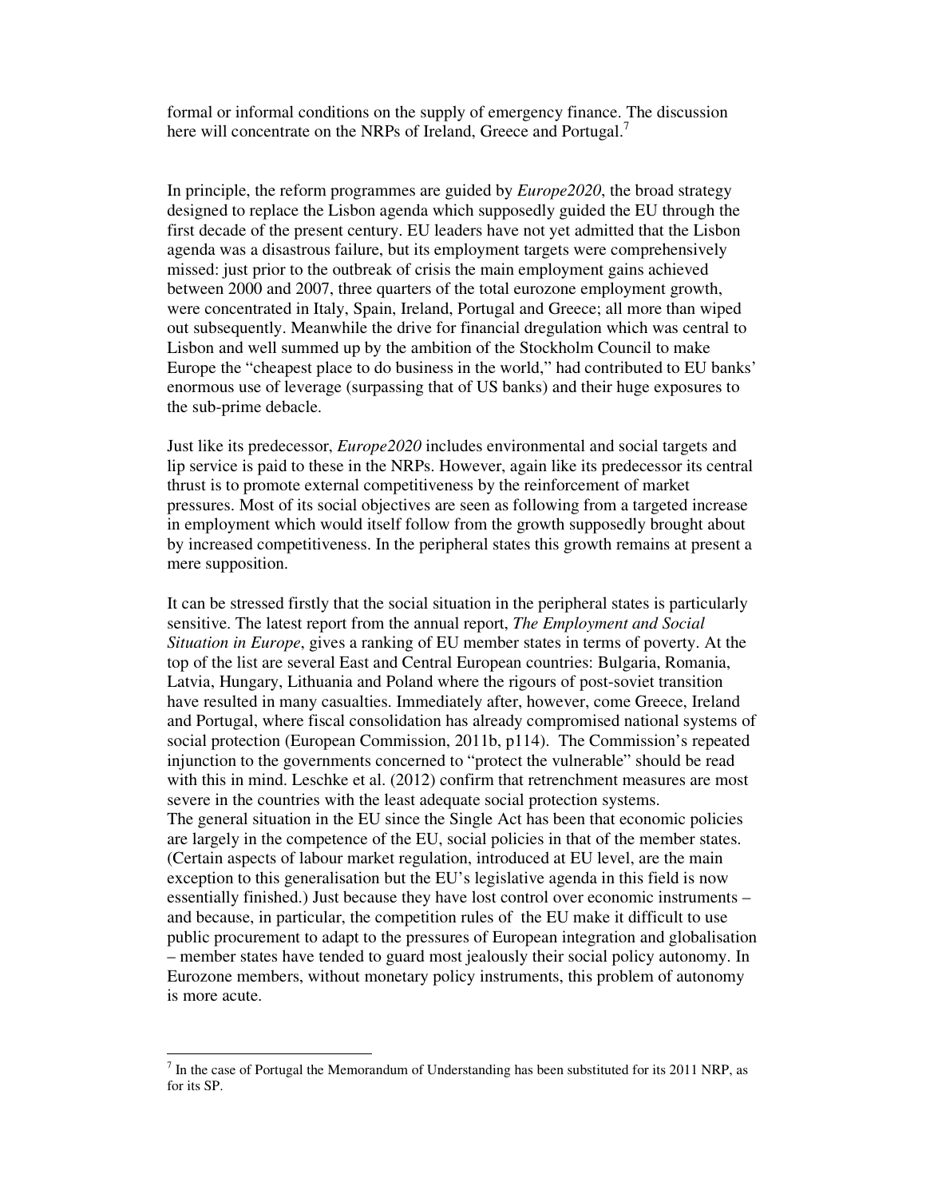formal or informal conditions on the supply of emergency finance. The discussion here will concentrate on the NRPs of Ireland, Greece and Portugal.[7]

In principle, the reform programmes are guided by *Europe2020*, the broad strategy designed to replace the Lisbon agenda which supposedly guided the EU through the first decade of the present century. EU leaders have not yet admitted that the Lisbon agenda was a disastrous failure, but its employment targets were comprehensively missed: just prior to the outbreak of crisis the main employment gains achieved between 2000 and 2007, three quarters of the total eurozone employment growth, were concentrated in Italy, Spain, Ireland, Portugal and Greece; all more than wiped out subsequently. Meanwhile the drive for financial dregulation which was central to Lisbon and well summed up by the ambition of the Stockholm Council to make Europe the "cheapest place to do business in the world," had contributed to EU banks' enormous use of leverage (surpassing that of US banks) and their huge exposures to the sub-prime debacle.

Just like its predecessor, *Europe2020* includes environmental and social targets and lip service is paid to these in the NRPs. However, again like its predecessor its central thrust is to promote external competitiveness by the reinforcement of market pressures. Most of its social objectives are seen as following from a targeted increase in employment which would itself follow from the growth supposedly brought about by increased competitiveness. In the peripheral states this growth remains at present a mere supposition.

It can be stressed firstly that the social situation in the peripheral states is particularly sensitive. The latest report from the annual report, *The Employment and Social Situation in Europe*, gives a ranking of EU member states in terms of poverty. At the top of the list are several East and Central European countries: Bulgaria, Romania, Latvia, Hungary, Lithuania and Poland where the rigours of post-soviet transition have resulted in many casualties. Immediately after, however, come Greece, Ireland and Portugal, where fiscal consolidation has already compromised national systems of social protection (European Commission, 2011b, p114). The Commission's repeated injunction to the governments concerned to "protect the vulnerable" should be read with this in mind. Leschke et al. (2012) confirm that retrenchment measures are most severe in the countries with the least adequate social protection systems.

The general situation in the EU since the Single Act has been that economic policies are largely in the competence of the EU, social policies in that of the member states. (Certain aspects of labour market regulation, introduced at EU level, are the main exception to this generalisation but the EU's legislative agenda in this field is now essentially finished.) Just because they have lost control over economic instruments – and because, in particular, the competition rules of the EU make it difficult to use public procurement to adapt to the pressures of European integration and globalisation – member states have tended to guard most jealously their social policy autonomy. In Eurozone members, without monetary policy instruments, this problem of autonomy is more acute.

---

[7] In the case of Portugal the Memorandum of Understanding has been substituted for its 2011 NRP, as for its SP.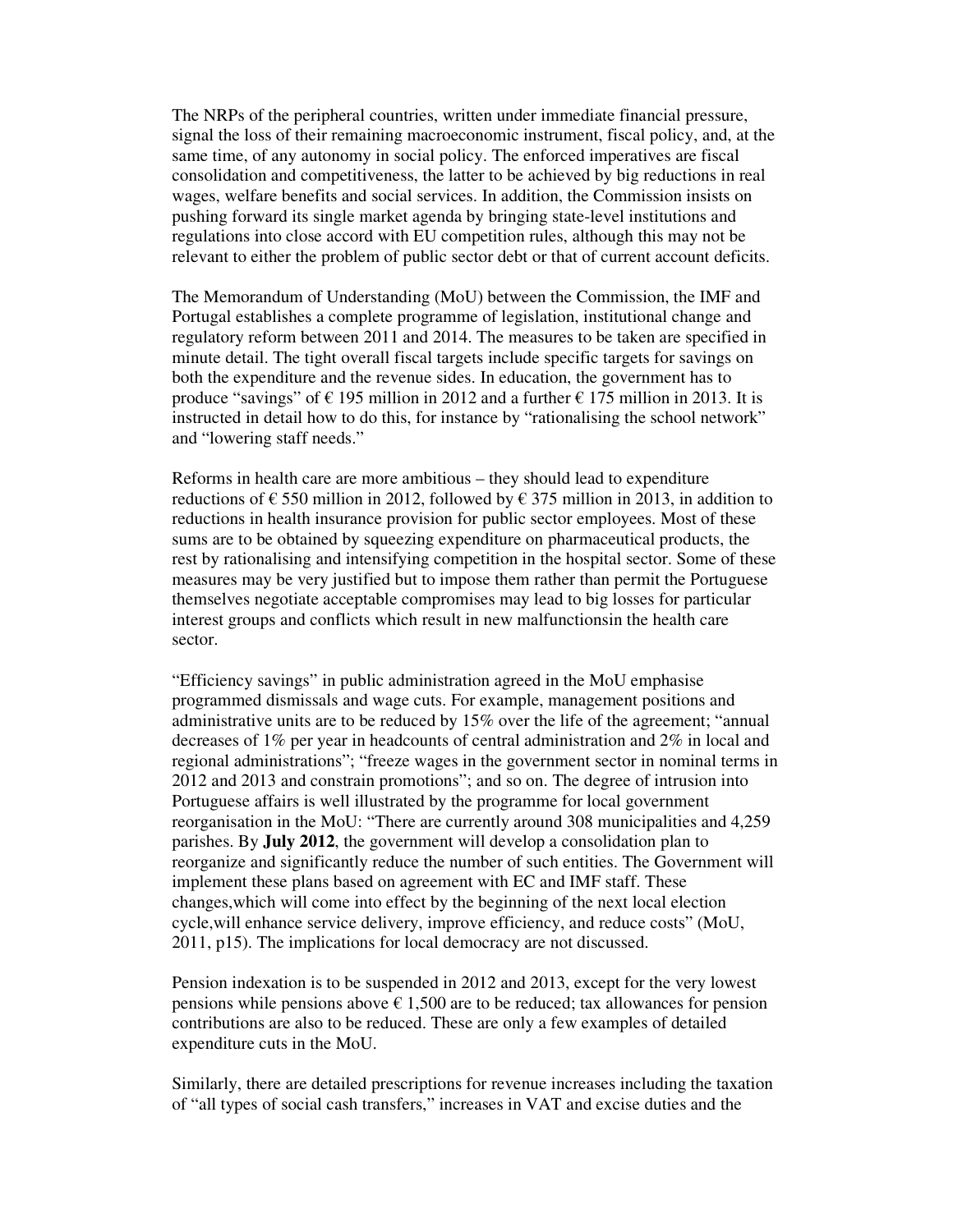The NRPs of the peripheral countries, written under immediate financial pressure, signal the loss of their remaining macroeconomic instrument, fiscal policy, and, at the same time, of any autonomy in social policy. The enforced imperatives are fiscal consolidation and competitiveness, the latter to be achieved by big reductions in real wages, welfare benefits and social services. In addition, the Commission insists on pushing forward its single market agenda by bringing state-level institutions and regulations into close accord with EU competition rules, although this may not be relevant to either the problem of public sector debt or that of current account deficits.

The Memorandum of Understanding (MoU) between the Commission, the IMF and Portugal establishes a complete programme of legislation, institutional change and regulatory reform between 2011 and 2014. The measures to be taken are specified in minute detail. The tight overall fiscal targets include specific targets for savings on both the expenditure and the revenue sides. In education, the government has to produce "savings" of € 195 million in 2012 and a further € 175 million in 2013. It is instructed in detail how to do this, for instance by "rationalising the school network" and "lowering staff needs."

Reforms in health care are more ambitious – they should lead to expenditure reductions of € 550 million in 2012, followed by € 375 million in 2013, in addition to reductions in health insurance provision for public sector employees. Most of these sums are to be obtained by squeezing expenditure on pharmaceutical products, the rest by rationalising and intensifying competition in the hospital sector. Some of these measures may be very justified but to impose them rather than permit the Portuguese themselves negotiate acceptable compromises may lead to big losses for particular interest groups and conflicts which result in new malfunctionsin the health care sector.

"Efficiency savings" in public administration agreed in the MoU emphasise programmed dismissals and wage cuts. For example, management positions and administrative units are to be reduced by 15% over the life of the agreement; "annual decreases of 1% per year in headcounts of central administration and 2% in local and regional administrations"; "freeze wages in the government sector in nominal terms in 2012 and 2013 and constrain promotions"; and so on. The degree of intrusion into Portuguese affairs is well illustrated by the programme for local government reorganisation in the MoU: "There are currently around 308 municipalities and 4,259 parishes. By **July 2012**, the government will develop a consolidation plan to reorganize and significantly reduce the number of such entities. The Government will implement these plans based on agreement with EC and IMF staff. These changes,which will come into effect by the beginning of the next local election cycle,will enhance service delivery, improve efficiency, and reduce costs" (MoU, 2011, p15). The implications for local democracy are not discussed.

Pension indexation is to be suspended in 2012 and 2013, except for the very lowest pensions while pensions above € 1,500 are to be reduced; tax allowances for pension contributions are also to be reduced. These are only a few examples of detailed expenditure cuts in the MoU.

Similarly, there are detailed prescriptions for revenue increases including the taxation of "all types of social cash transfers," increases in VAT and excise duties and the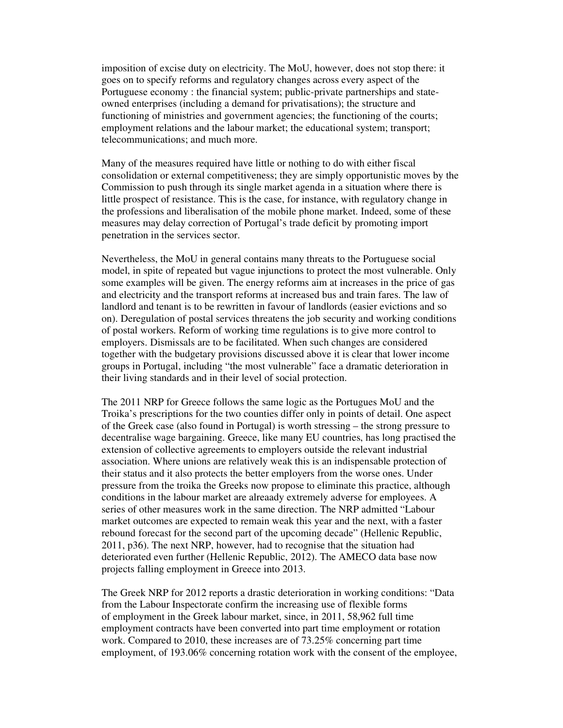imposition of excise duty on electricity. The MoU, however, does not stop there: it goes on to specify reforms and regulatory changes across every aspect of the Portuguese economy : the financial system; public-private partnerships and state-owned enterprises (including a demand for privatisations); the structure and functioning of ministries and government agencies; the functioning of the courts; employment relations and the labour market; the educational system; transport; telecommunications; and much more.

Many of the measures required have little or nothing to do with either fiscal consolidation or external competitiveness; they are simply opportunistic moves by the Commission to push through its single market agenda in a situation where there is little prospect of resistance. This is the case, for instance, with regulatory change in the professions and liberalisation of the mobile phone market. Indeed, some of these measures may delay correction of Portugal's trade deficit by promoting import penetration in the services sector.

Nevertheless, the MoU in general contains many threats to the Portuguese social model, in spite of repeated but vague injunctions to protect the most vulnerable. Only some examples will be given. The energy reforms aim at increases in the price of gas and electricity and the transport reforms at increased bus and train fares. The law of landlord and tenant is to be rewritten in favour of landlords (easier evictions and so on). Deregulation of postal services threatens the job security and working conditions of postal workers. Reform of working time regulations is to give more control to employers. Dismissals are to be facilitated. When such changes are considered together with the budgetary provisions discussed above it is clear that lower income groups in Portugal, including "the most vulnerable" face a dramatic deterioration in their living standards and in their level of social protection.

The 2011 NRP for Greece follows the same logic as the Portugues MoU and the Troika's prescriptions for the two counties differ only in points of detail. One aspect of the Greek case (also found in Portugal) is worth stressing – the strong pressure to decentralise wage bargaining. Greece, like many EU countries, has long practised the extension of collective agreements to employers outside the relevant industrial association. Where unions are relatively weak this is an indispensable protection of their status and it also protects the better employers from the worse ones. Under pressure from the troika the Greeks now propose to eliminate this practice, although conditions in the labour market are alreaady extremely adverse for employees. A series of other measures work in the same direction. The NRP admitted "Labour market outcomes are expected to remain weak this year and the next, with a faster rebound forecast for the second part of the upcoming decade" (Hellenic Republic, 2011, p36). The next NRP, however, had to recognise that the situation had deteriorated even further (Hellenic Republic, 2012). The AMECO data base now projects falling employment in Greece into 2013.

The Greek NRP for 2012 reports a drastic deterioration in working conditions: "Data from the Labour Inspectorate confirm the increasing use of flexible forms of employment in the Greek labour market, since, in 2011, 58,962 full time employment contracts have been converted into part time employment or rotation work. Compared to 2010, these increases are of 73.25% concerning part time employment, of 193.06% concerning rotation work with the consent of the employee,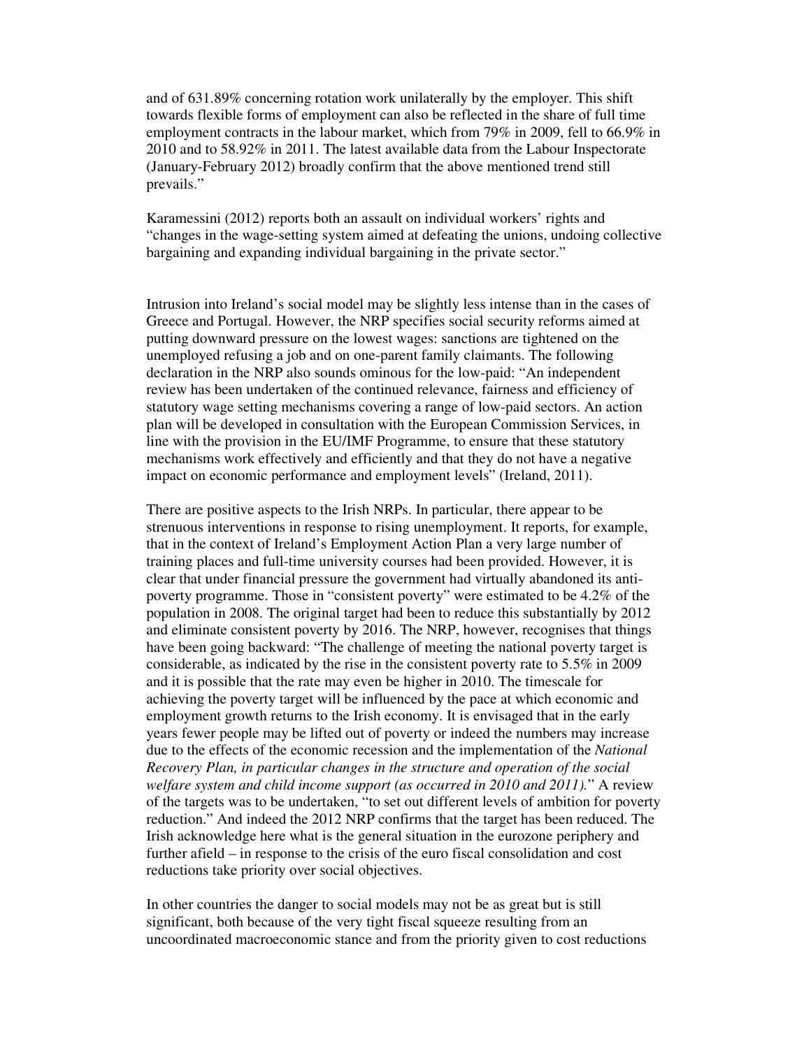and of 631.89% concerning rotation work unilaterally by the employer. This shift towards flexible forms of employment can also be reflected in the share of full time employment contracts in the labour market, which from 79% in 2009, fell to 66.9% in 2010 and to 58.92% in 2011. The latest available data from the Labour Inspectorate (January-February 2012) broadly confirm that the above mentioned trend still prevails."

Karamessini (2012) reports both an assault on individual workers' rights and "changes in the wage-setting system aimed at defeating the unions, undoing collective bargaining and expanding individual bargaining in the private sector."

Intrusion into Ireland's social model may be slightly less intense than in the cases of Greece and Portugal. However, the NRP specifies social security reforms aimed at putting downward pressure on the lowest wages: sanctions are tightened on the unemployed refusing a job and on one-parent family claimants. The following declaration in the NRP also sounds ominous for the low-paid: "An independent review has been undertaken of the continued relevance, fairness and efficiency of statutory wage setting mechanisms covering a range of low-paid sectors. An action plan will be developed in consultation with the European Commission Services, in line with the provision in the EU/IMF Programme, to ensure that these statutory mechanisms work effectively and efficiently and that they do not have a negative impact on economic performance and employment levels" (Ireland, 2011).

There are positive aspects to the Irish NRPs. In particular, there appear to be strenuous interventions in response to rising unemployment. It reports, for example, that in the context of Ireland's Employment Action Plan a very large number of training places and full-time university courses had been provided. However, it is clear that under financial pressure the government had virtually abandoned its anti-poverty programme. Those in "consistent poverty" were estimated to be 4.2% of the population in 2008. The original target had been to reduce this substantially by 2012 and eliminate consistent poverty by 2016. The NRP, however, recognises that things have been going backward: "The challenge of meeting the national poverty target is considerable, as indicated by the rise in the consistent poverty rate to 5.5% in 2009 and it is possible that the rate may even be higher in 2010. The timescale for achieving the poverty target will be influenced by the pace at which economic and employment growth returns to the Irish economy. It is envisaged that in the early years fewer people may be lifted out of poverty or indeed the numbers may increase due to the effects of the economic recession and the implementation of the *National Recovery Plan, in particular changes in the structure and operation of the social welfare system and child income support (as occurred in 2010 and 2011).*" A review of the targets was to be undertaken, "to set out different levels of ambition for poverty reduction." And indeed the 2012 NRP confirms that the target has been reduced. The Irish acknowledge here what is the general situation in the eurozone periphery and further afield – in response to the crisis of the euro fiscal consolidation and cost reductions take priority over social objectives.

In other countries the danger to social models may not be as great but is still significant, both because of the very tight fiscal squeeze resulting from an uncoordinated macroeconomic stance and from the priority given to cost reductions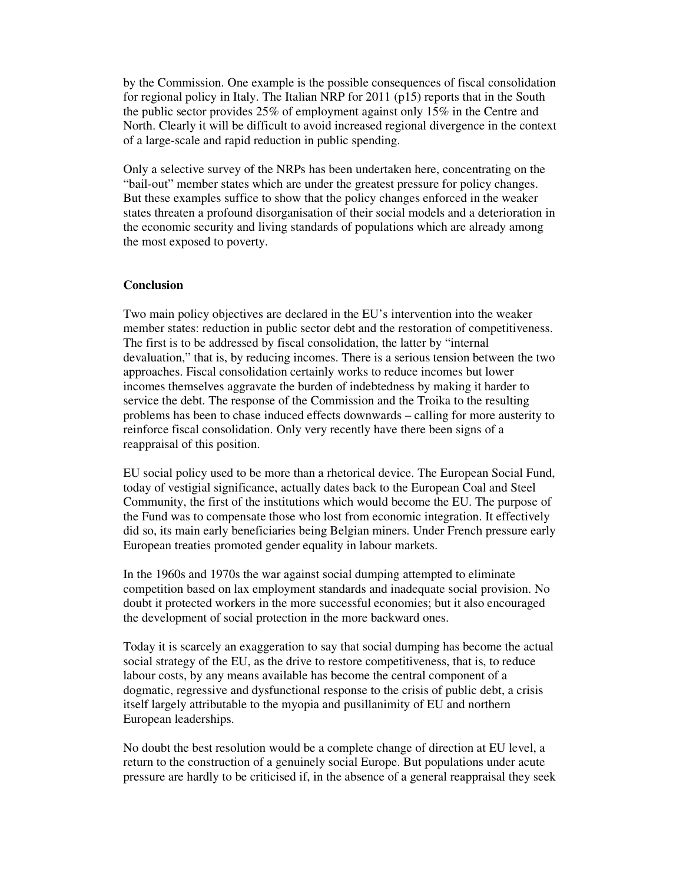by the Commission. One example is the possible consequences of fiscal consolidation for regional policy in Italy. The Italian NRP for 2011 (p15) reports that in the South the public sector provides 25% of employment against only 15% in the Centre and North. Clearly it will be difficult to avoid increased regional divergence in the context of a large-scale and rapid reduction in public spending.

Only a selective survey of the NRPs has been undertaken here, concentrating on the "bail-out" member states which are under the greatest pressure for policy changes. But these examples suffice to show that the policy changes enforced in the weaker states threaten a profound disorganisation of their social models and a deterioration in the economic security and living standards of populations which are already among the most exposed to poverty.

## Conclusion

Two main policy objectives are declared in the EU's intervention into the weaker member states: reduction in public sector debt and the restoration of competitiveness. The first is to be addressed by fiscal consolidation, the latter by "internal devaluation," that is, by reducing incomes. There is a serious tension between the two approaches. Fiscal consolidation certainly works to reduce incomes but lower incomes themselves aggravate the burden of indebtedness by making it harder to service the debt. The response of the Commission and the Troika to the resulting problems has been to chase induced effects downwards – calling for more austerity to reinforce fiscal consolidation. Only very recently have there been signs of a reappraisal of this position.

EU social policy used to be more than a rhetorical device. The European Social Fund, today of vestigial significance, actually dates back to the European Coal and Steel Community, the first of the institutions which would become the EU. The purpose of the Fund was to compensate those who lost from economic integration. It effectively did so, its main early beneficiaries being Belgian miners. Under French pressure early European treaties promoted gender equality in labour markets.

In the 1960s and 1970s the war against social dumping attempted to eliminate competition based on lax employment standards and inadequate social provision. No doubt it protected workers in the more successful economies; but it also encouraged the development of social protection in the more backward ones.

Today it is scarcely an exaggeration to say that social dumping has become the actual social strategy of the EU, as the drive to restore competitiveness, that is, to reduce labour costs, by any means available has become the central component of a dogmatic, regressive and dysfunctional response to the crisis of public debt, a crisis itself largely attributable to the myopia and pusillanimity of EU and northern European leaderships.

No doubt the best resolution would be a complete change of direction at EU level, a return to the construction of a genuinely social Europe. But populations under acute pressure are hardly to be criticised if, in the absence of a general reappraisal they seek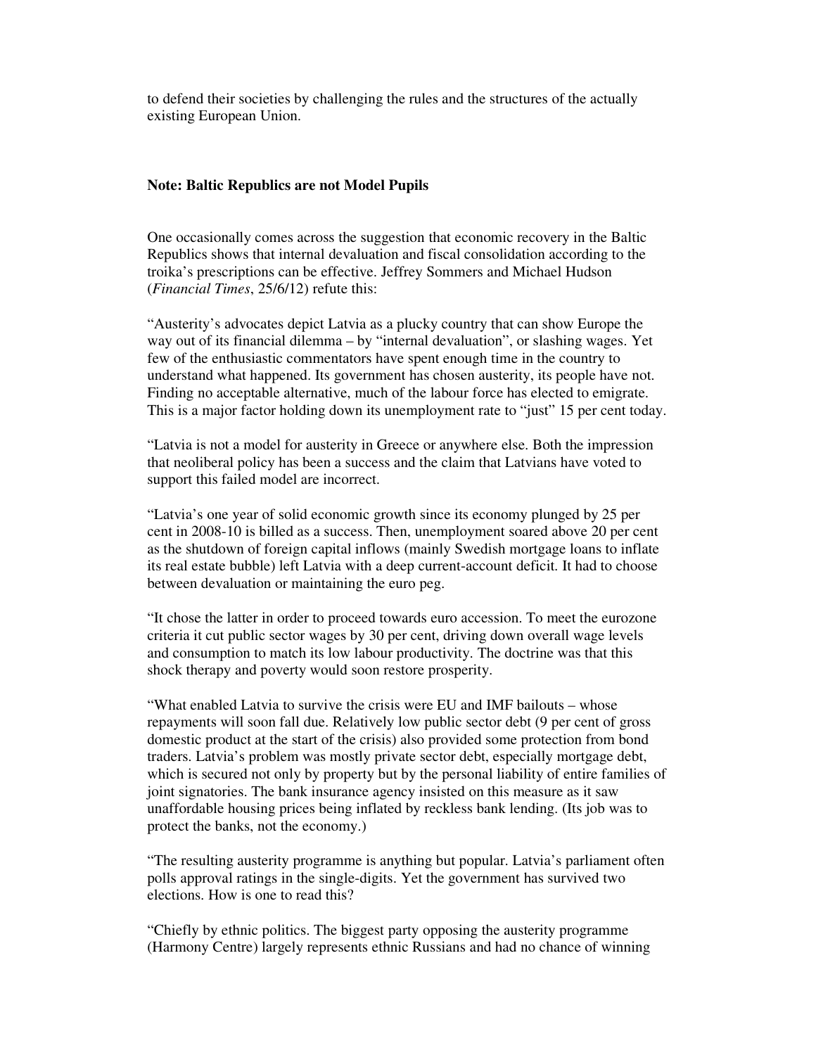to defend their societies by challenging the rules and the structures of the actually existing European Union.

**Note: Baltic Republics are not Model Pupils**

One occasionally comes across the suggestion that economic recovery in the Baltic Republics shows that internal devaluation and fiscal consolidation according to the troika's prescriptions can be effective. Jeffrey Sommers and Michael Hudson (*Financial Times*, 25/6/12) refute this:

"Austerity's advocates depict Latvia as a plucky country that can show Europe the way out of its financial dilemma – by "internal devaluation", or slashing wages. Yet few of the enthusiastic commentators have spent enough time in the country to understand what happened. Its government has chosen austerity, its people have not. Finding no acceptable alternative, much of the labour force has elected to emigrate. This is a major factor holding down its unemployment rate to "just" 15 per cent today.

"Latvia is not a model for austerity in Greece or anywhere else. Both the impression that neoliberal policy has been a success and the claim that Latvians have voted to support this failed model are incorrect.

"Latvia's one year of solid economic growth since its economy plunged by 25 per cent in 2008-10 is billed as a success. Then, unemployment soared above 20 per cent as the shutdown of foreign capital inflows (mainly Swedish mortgage loans to inflate its real estate bubble) left Latvia with a deep current-account deficit. It had to choose between devaluation or maintaining the euro peg.

"It chose the latter in order to proceed towards euro accession. To meet the eurozone criteria it cut public sector wages by 30 per cent, driving down overall wage levels and consumption to match its low labour productivity. The doctrine was that this shock therapy and poverty would soon restore prosperity.

"What enabled Latvia to survive the crisis were EU and IMF bailouts – whose repayments will soon fall due. Relatively low public sector debt (9 per cent of gross domestic product at the start of the crisis) also provided some protection from bond traders. Latvia's problem was mostly private sector debt, especially mortgage debt, which is secured not only by property but by the personal liability of entire families of joint signatories. The bank insurance agency insisted on this measure as it saw unaffordable housing prices being inflated by reckless bank lending. (Its job was to protect the banks, not the economy.)

"The resulting austerity programme is anything but popular. Latvia's parliament often polls approval ratings in the single-digits. Yet the government has survived two elections. How is one to read this?

"Chiefly by ethnic politics. The biggest party opposing the austerity programme (Harmony Centre) largely represents ethnic Russians and had no chance of winning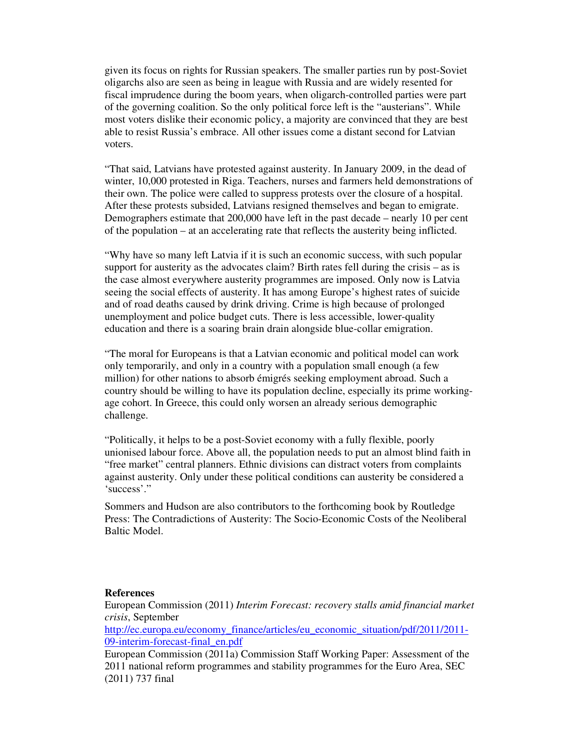given its focus on rights for Russian speakers. The smaller parties run by post-Soviet oligarchs also are seen as being in league with Russia and are widely resented for fiscal imprudence during the boom years, when oligarch-controlled parties were part of the governing coalition. So the only political force left is the "austerians". While most voters dislike their economic policy, a majority are convinced that they are best able to resist Russia's embrace. All other issues come a distant second for Latvian voters.

"That said, Latvians have protested against austerity. In January 2009, in the dead of winter, 10,000 protested in Riga. Teachers, nurses and farmers held demonstrations of their own. The police were called to suppress protests over the closure of a hospital. After these protests subsided, Latvians resigned themselves and began to emigrate. Demographers estimate that 200,000 have left in the past decade – nearly 10 per cent of the population – at an accelerating rate that reflects the austerity being inflicted.

"Why have so many left Latvia if it is such an economic success, with such popular support for austerity as the advocates claim? Birth rates fell during the crisis – as is the case almost everywhere austerity programmes are imposed. Only now is Latvia seeing the social effects of austerity. It has among Europe's highest rates of suicide and of road deaths caused by drink driving. Crime is high because of prolonged unemployment and police budget cuts. There is less accessible, lower-quality education and there is a soaring brain drain alongside blue-collar emigration.

"The moral for Europeans is that a Latvian economic and political model can work only temporarily, and only in a country with a population small enough (a few million) for other nations to absorb émigrés seeking employment abroad. Such a country should be willing to have its population decline, especially its prime working-age cohort. In Greece, this could only worsen an already serious demographic challenge.

"Politically, it helps to be a post-Soviet economy with a fully flexible, poorly unionised labour force. Above all, the population needs to put an almost blind faith in "free market" central planners. Ethnic divisions can distract voters from complaints against austerity. Only under these political conditions can austerity be considered a 'success'."

Sommers and Hudson are also contributors to the forthcoming book by Routledge Press: The Contradictions of Austerity: The Socio-Economic Costs of the Neoliberal Baltic Model.

**References**

European Commission (2011) *Interim Forecast: recovery stalls amid financial market crisis*, September http://ec.europa.eu/economy_finance/articles/eu_economic_situation/pdf/2011/2011-09-interim-forecast-final_en.pdf

European Commission (2011a) Commission Staff Working Paper: Assessment of the 2011 national reform programmes and stability programmes for the Euro Area, SEC (2011) 737 final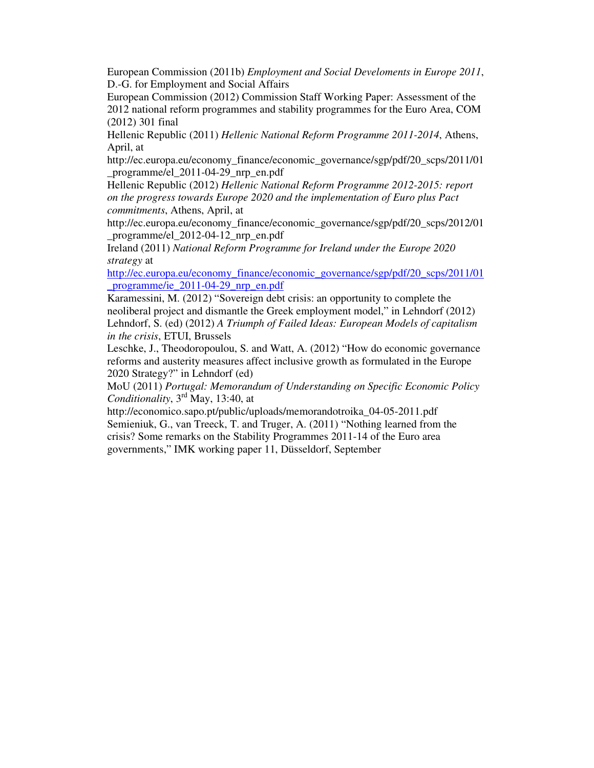European Commission (2011b) *Employment and Social Develoments in Europe 2011*, D.-G. for Employment and Social Affairs

European Commission (2012) Commission Staff Working Paper: Assessment of the 2012 national reform programmes and stability programmes for the Euro Area, COM (2012) 301 final

Hellenic Republic (2011) *Hellenic National Reform Programme 2011-2014*, Athens, April, at http://ec.europa.eu/economy_finance/economic_governance/sgp/pdf/20_scps/2011/01_programme/el_2011-04-29_nrp_en.pdf

Hellenic Republic (2012) *Hellenic National Reform Programme 2012-2015: report on the progress towards Europe 2020 and the implementation of Euro plus Pact commitments*, Athens, April, at http://ec.europa.eu/economy_finance/economic_governance/sgp/pdf/20_scps/2012/01_programme/el_2012-04-12_nrp_en.pdf

Ireland (2011) *National Reform Programme for Ireland under the Europe 2020 strategy* at http://ec.europa.eu/economy_finance/economic_governance/sgp/pdf/20_scps/2011/01_programme/ie_2011-04-29_nrp_en.pdf

Karamessini, M. (2012) "Sovereign debt crisis: an opportunity to complete the neoliberal project and dismantle the Greek employment model," in Lehndorf (2012)

Lehndorf, S. (ed) (2012) *A Triumph of Failed Ideas: European Models of capitalism in the crisis*, ETUI, Brussels

Leschke, J., Theodoropoulou, S. and Watt, A. (2012) "How do economic governance reforms and austerity measures affect inclusive growth as formulated in the Europe 2020 Strategy?" in Lehndorf (ed)

MoU (2011) *Portugal: Memorandum of Understanding on Specific Economic Policy Conditionality*, 3rd May, 13:40, at http://economico.sapo.pt/public/uploads/memorandotroika_04-05-2011.pdf

Semieniuk, G., van Treeck, T. and Truger, A. (2011) "Nothing learned from the crisis? Some remarks on the Stability Programmes 2011-14 of the Euro area governments," IMK working paper 11, Düsseldorf, September